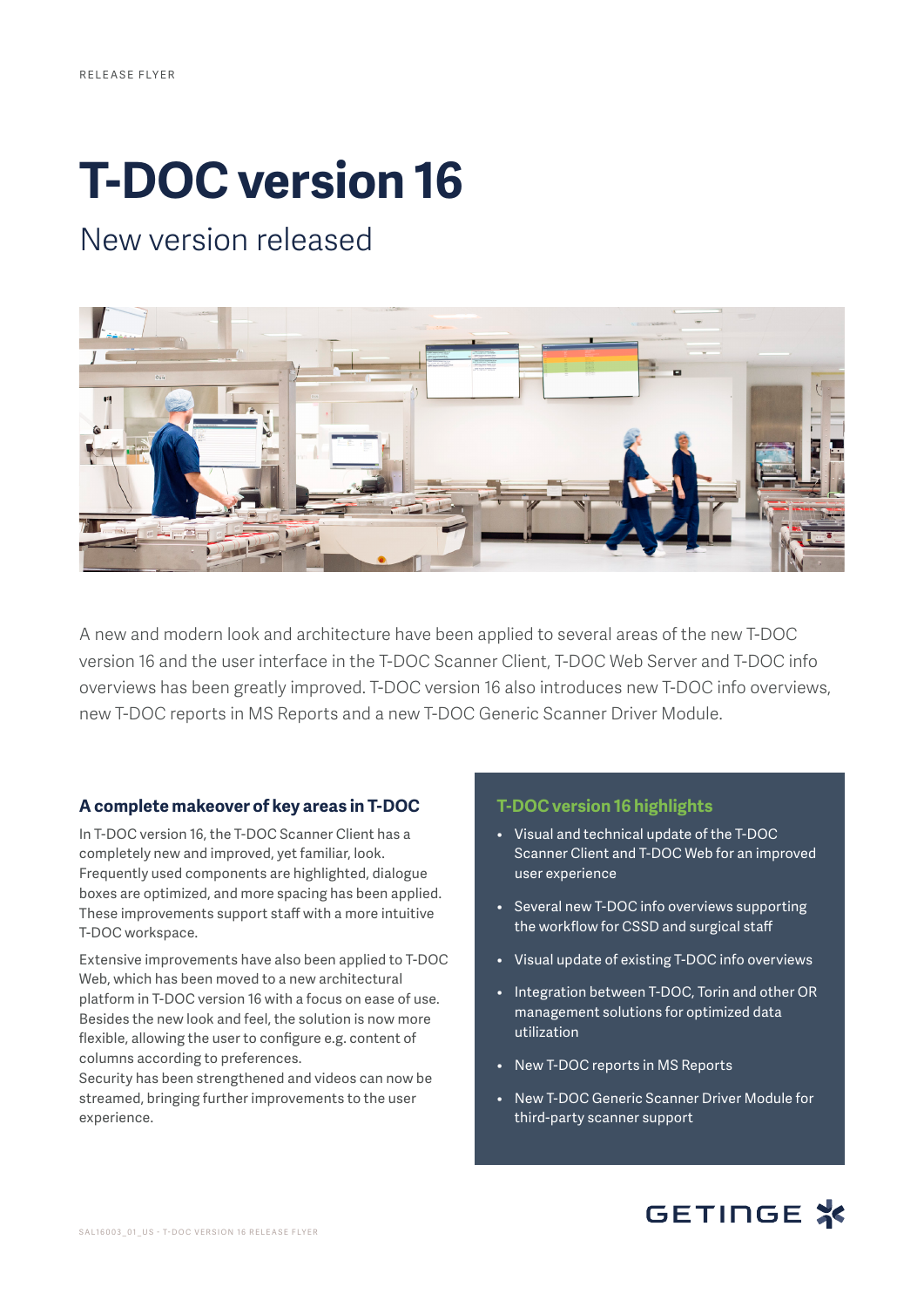RELEASE FLYER

# T-DOC version 16

## New version released

A new and modern look and architecture have been applied to several areas of the new T-DOC version 16 and the user interface in the T-DOC Scanner Client, T-DOC Web Server and T-DOC info overviews has been greatly improved. T-DOC version 16 also introduces new T-DOC info overviews, new T-DOC reports in MS Reports and a new T-DOC Generic Scanner Driver Module.

### A complete makeover of key areas in T-DOC

In T-DOC version 16, the T-DOC Scanner Client has a completely new and improved, yet familiar, look. Frequently used components are highlighted, dialogue boxes are optimized, and more spacing has been applied. These improvements support staff with a more intuitive T-DOC workspace.

Extensive improvements have also been applied to T-DOC Web, which has been moved to a new architectural platform in T-DOC version 16 with a focus on ease of use. Besides the new look and feel, the solution is now more flexible, allowing the user to configure e.g. content of columns according to preferences.
Security has been strengthened and videos can now be streamed, bringing further improvements to the user experience.

### T-DOC version 16 highlights

- Visual and technical update of the T-DOC Scanner Client and T-DOC Web for an improved user experience
- Several new T-DOC info overviews supporting the workflow for CSSD and surgical staff
- Visual update of existing T-DOC info overviews
- Integration between T-DOC, Torin and other OR management solutions for optimized data utilization
- New T-DOC reports in MS Reports
- New T-DOC Generic Scanner Driver Module for third-party scanner support

GETINGE

SAL16003_01_US - T-DOC VERSION 16 RELEASE FLYER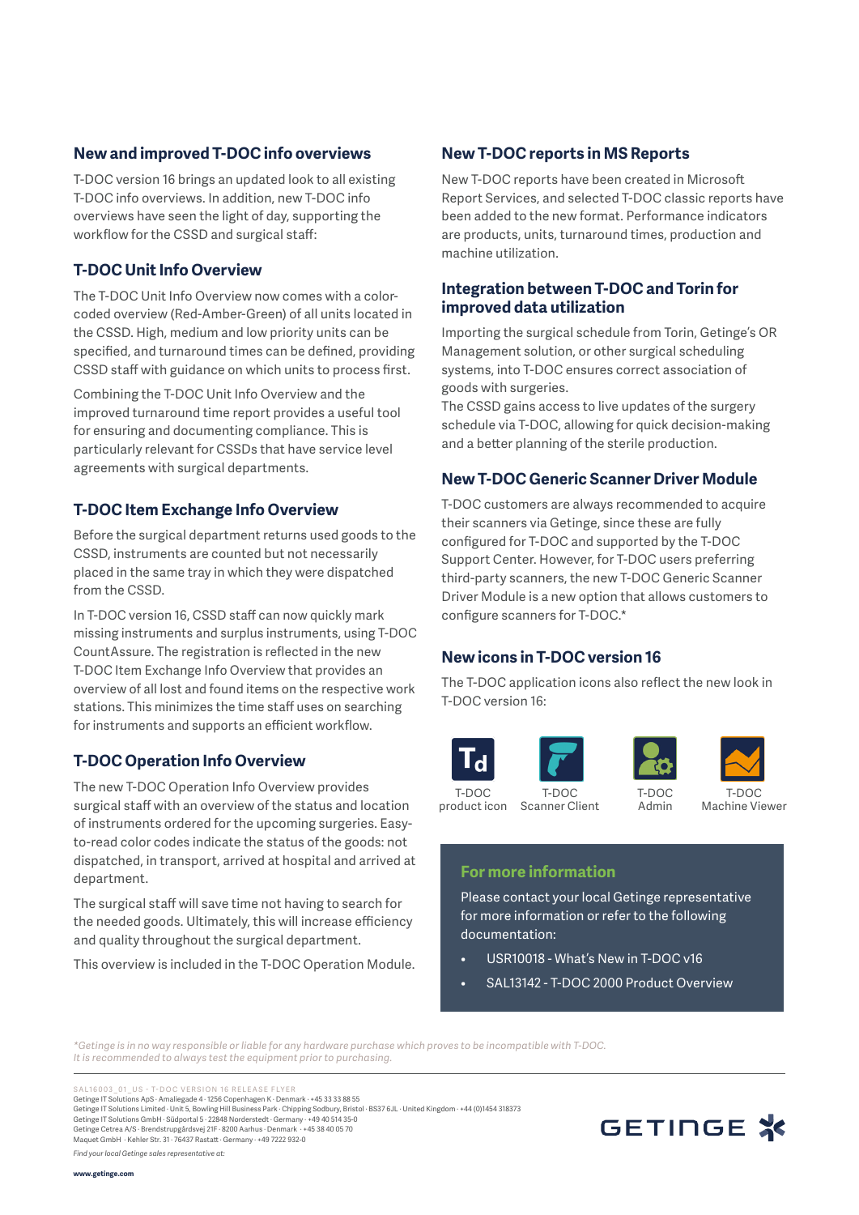## New and improved T-DOC info overviews

T-DOC version 16 brings an updated look to all existing T-DOC info overviews. In addition, new T-DOC info overviews have seen the light of day, supporting the workflow for the CSSD and surgical staff:

### T-DOC Unit Info Overview

The T-DOC Unit Info Overview now comes with a color-coded overview (Red-Amber-Green) of all units located in the CSSD. High, medium and low priority units can be specified, and turnaround times can be defined, providing CSSD staff with guidance on which units to process first.

Combining the T-DOC Unit Info Overview and the improved turnaround time report provides a useful tool for ensuring and documenting compliance. This is particularly relevant for CSSDs that have service level agreements with surgical departments.

### T-DOC Item Exchange Info Overview

Before the surgical department returns used goods to the CSSD, instruments are counted but not necessarily placed in the same tray in which they were dispatched from the CSSD.

In T-DOC version 16, CSSD staff can now quickly mark missing instruments and surplus instruments, using T-DOC CountAssure. The registration is reflected in the new T-DOC Item Exchange Info Overview that provides an overview of all lost and found items on the respective work stations. This minimizes the time staff uses on searching for instruments and supports an efficient workflow.

### T-DOC Operation Info Overview

The new T-DOC Operation Info Overview provides surgical staff with an overview of the status and location of instruments ordered for the upcoming surgeries. Easy-to-read color codes indicate the status of the goods: not dispatched, in transport, arrived at hospital and arrived at department.

The surgical staff will save time not having to search for the needed goods. Ultimately, this will increase efficiency and quality throughout the surgical department.

This overview is included in the T-DOC Operation Module.

## New T-DOC reports in MS Reports

New T-DOC reports have been created in Microsoft Report Services, and selected T-DOC classic reports have been added to the new format. Performance indicators are products, units, turnaround times, production and machine utilization.

## Integration between T-DOC and Torin for improved data utilization

Importing the surgical schedule from Torin, Getinge's OR Management solution, or other surgical scheduling systems, into T-DOC ensures correct association of goods with surgeries.
The CSSD gains access to live updates of the surgery schedule via T-DOC, allowing for quick decision-making and a better planning of the sterile production.

## New T-DOC Generic Scanner Driver Module

T-DOC customers are always recommended to acquire their scanners via Getinge, since these are fully configured for T-DOC and supported by the T-DOC Support Center. However, for T-DOC users preferring third-party scanners, the new T-DOC Generic Scanner Driver Module is a new option that allows customers to configure scanners for T-DOC.*

## New icons in T-DOC version 16

The T-DOC application icons also reflect the new look in T-DOC version 16:

T-DOC product icon
T-DOC Scanner Client
T-DOC Admin
T-DOC Machine Viewer

### For more information

Please contact your local Getinge representative for more information or refer to the following documentation:

- USR10018 - What's New in T-DOC v16
- SAL13142 - T-DOC 2000 Product Overview

*\*Getinge is in no way responsible or liable for any hardware purchase which proves to be incompatible with T-DOC. It is recommended to always test the equipment prior to purchasing.*

SAL16003_01_US · T-DOC VERSION 16 RELEASE FLYER
Getinge IT Solutions ApS · Amaliegade 4 · 1256 Copenhagen K · Denmark · +45 33 33 88 55
Getinge IT Solutions Limited · Unit 5, Bowling Hill Business Park · Chipping Sodbury, Bristol · BS37 6JL · United Kingdom · +44 (0)1454 318373
Getinge IT Solutions GmbH · Südportal 5 · 22848 Norderstedt · Germany · +49 40 514 35-0
Getinge Cetrea A/S · Brendstrupgårdsvej 21F · 8200 Aarhus · Denmark · +45 38 40 05 70
Maquet GmbH · Kehler Str. 31 · 76437 Rastatt · Germany · +49 7222 932-0

*Find your local Getinge sales representative at:*

www.getinge.com

GETINGE